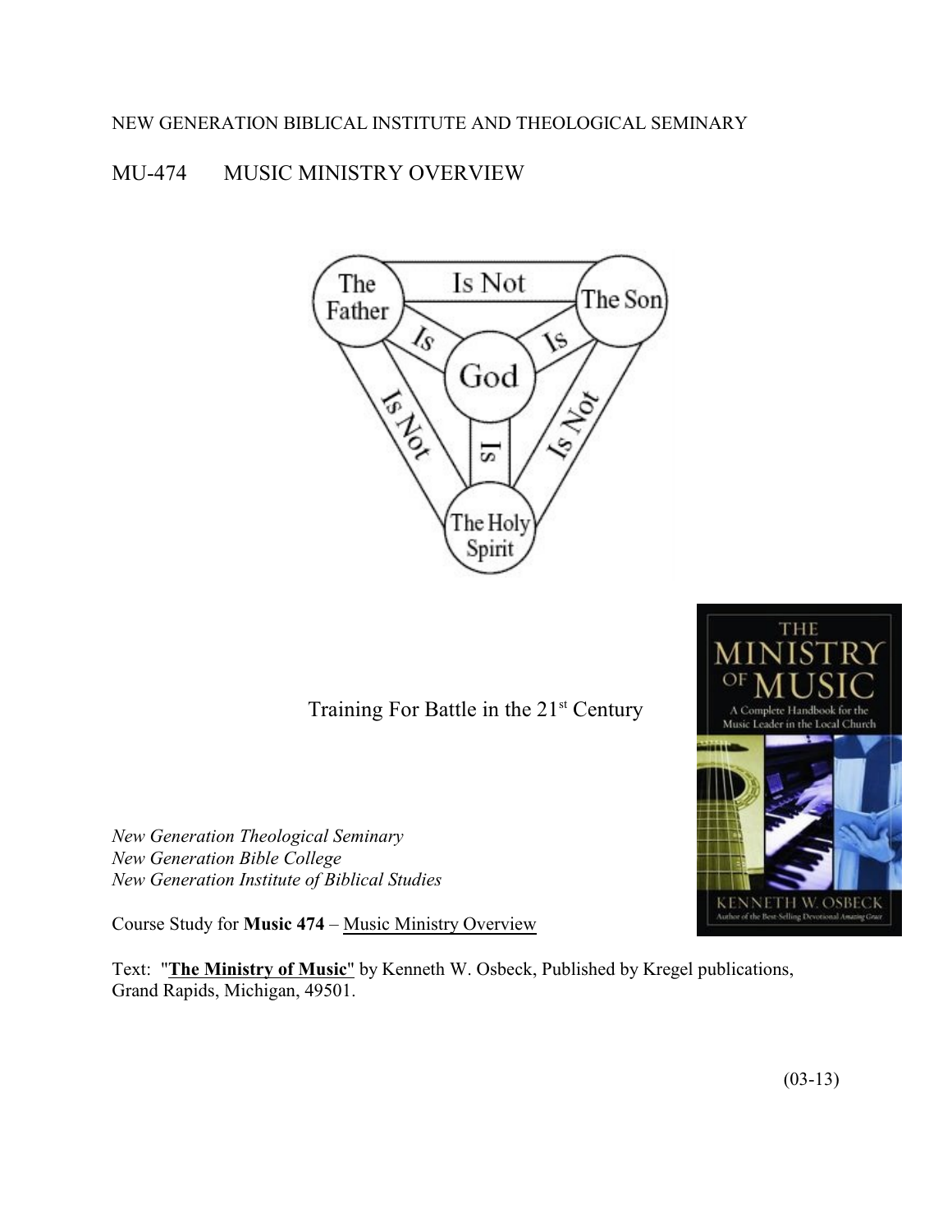NEW GENERATION BIBLICAL INSTITUTE AND THEOLOGICAL SEMINARY

# MU-474 MUSIC MINISTRY OVERVIEW

Training For Battle in the 21st Century

*New Generation Theological Seminary*
*New Generation Bible College*
*New Generation Institute of Biblical Studies*

Course Study for **Music 474** – Music Ministry Overview

Text: "**The Ministry of Music**" by Kenneth W. Osbeck, Published by Kregel publications, Grand Rapids, Michigan, 49501.

(03-13)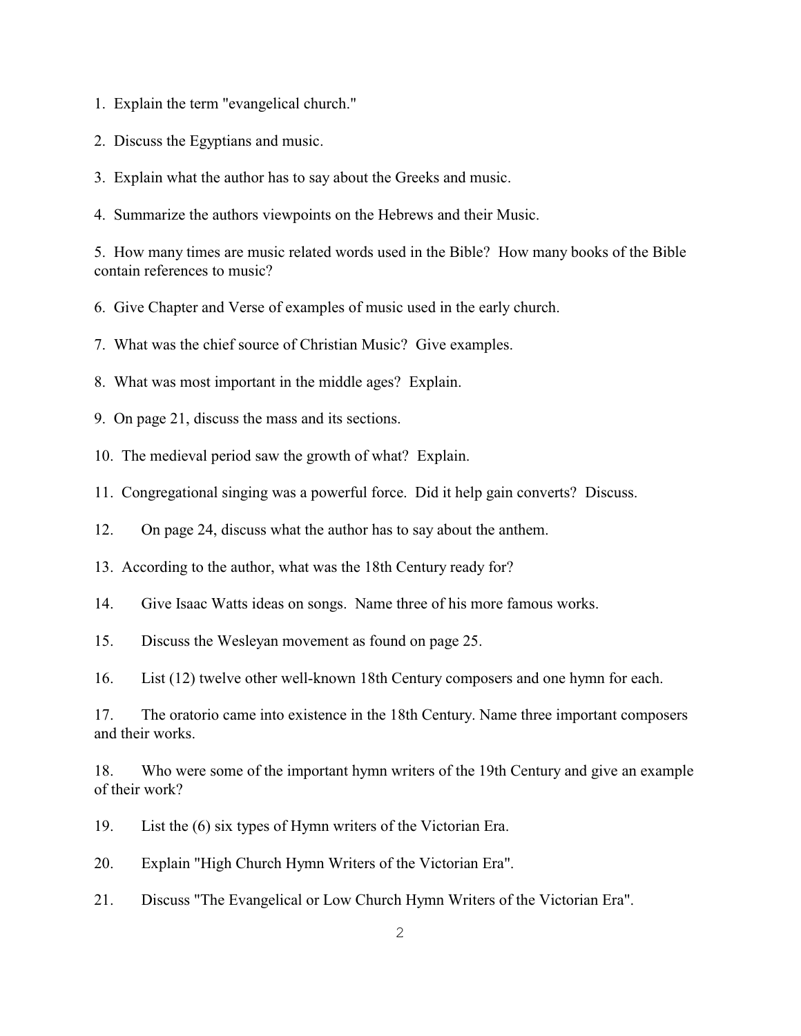1. Explain the term "evangelical church."

2. Discuss the Egyptians and music.

3. Explain what the author has to say about the Greeks and music.

4. Summarize the authors viewpoints on the Hebrews and their Music.

5. How many times are music related words used in the Bible? How many books of the Bible contain references to music?

6. Give Chapter and Verse of examples of music used in the early church.

7. What was the chief source of Christian Music? Give examples.

8. What was most important in the middle ages? Explain.

9. On page 21, discuss the mass and its sections.

10. The medieval period saw the growth of what? Explain.

11. Congregational singing was a powerful force. Did it help gain converts? Discuss.

12. On page 24, discuss what the author has to say about the anthem.

13. According to the author, what was the 18th Century ready for?

14. Give Isaac Watts ideas on songs. Name three of his more famous works.

15. Discuss the Wesleyan movement as found on page 25.

16. List (12) twelve other well-known 18th Century composers and one hymn for each.

17. The oratorio came into existence in the 18th Century. Name three important composers and their works.

18. Who were some of the important hymn writers of the 19th Century and give an example of their work?

19. List the (6) six types of Hymn writers of the Victorian Era.

20. Explain "High Church Hymn Writers of the Victorian Era".

21. Discuss "The Evangelical or Low Church Hymn Writers of the Victorian Era".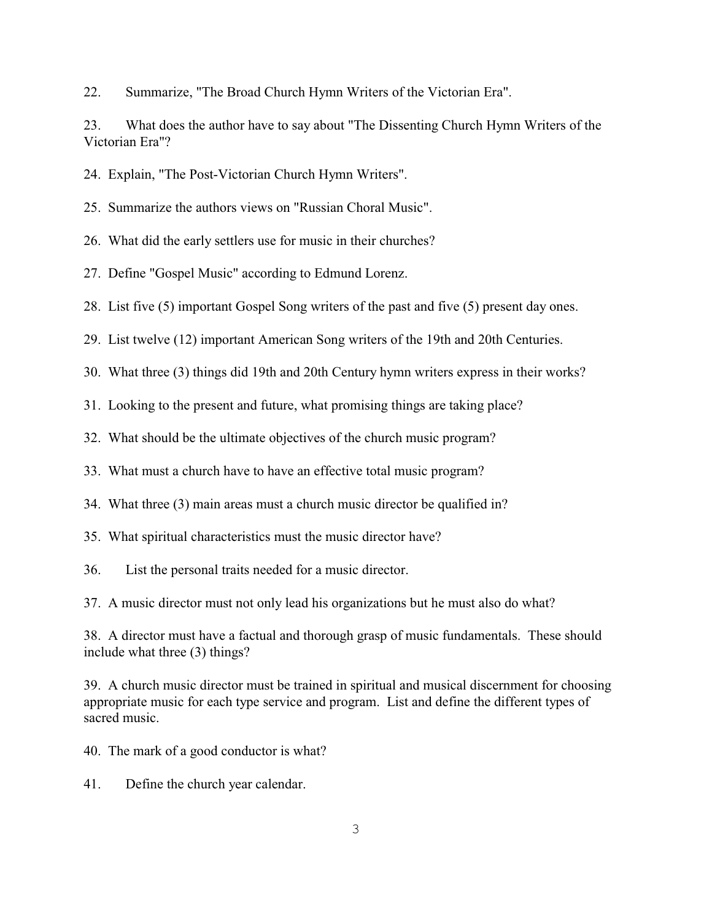22. Summarize, "The Broad Church Hymn Writers of the Victorian Era".

23. What does the author have to say about "The Dissenting Church Hymn Writers of the Victorian Era"?

24. Explain, "The Post-Victorian Church Hymn Writers".

25. Summarize the authors views on "Russian Choral Music".

26. What did the early settlers use for music in their churches?

27. Define "Gospel Music" according to Edmund Lorenz.

28. List five (5) important Gospel Song writers of the past and five (5) present day ones.

29. List twelve (12) important American Song writers of the 19th and 20th Centuries.

30. What three (3) things did 19th and 20th Century hymn writers express in their works?

31. Looking to the present and future, what promising things are taking place?

32. What should be the ultimate objectives of the church music program?

33. What must a church have to have an effective total music program?

34. What three (3) main areas must a church music director be qualified in?

35. What spiritual characteristics must the music director have?

36. List the personal traits needed for a music director.

37. A music director must not only lead his organizations but he must also do what?

38. A director must have a factual and thorough grasp of music fundamentals. These should include what three (3) things?

39. A church music director must be trained in spiritual and musical discernment for choosing appropriate music for each type service and program. List and define the different types of sacred music.

40. The mark of a good conductor is what?

41. Define the church year calendar.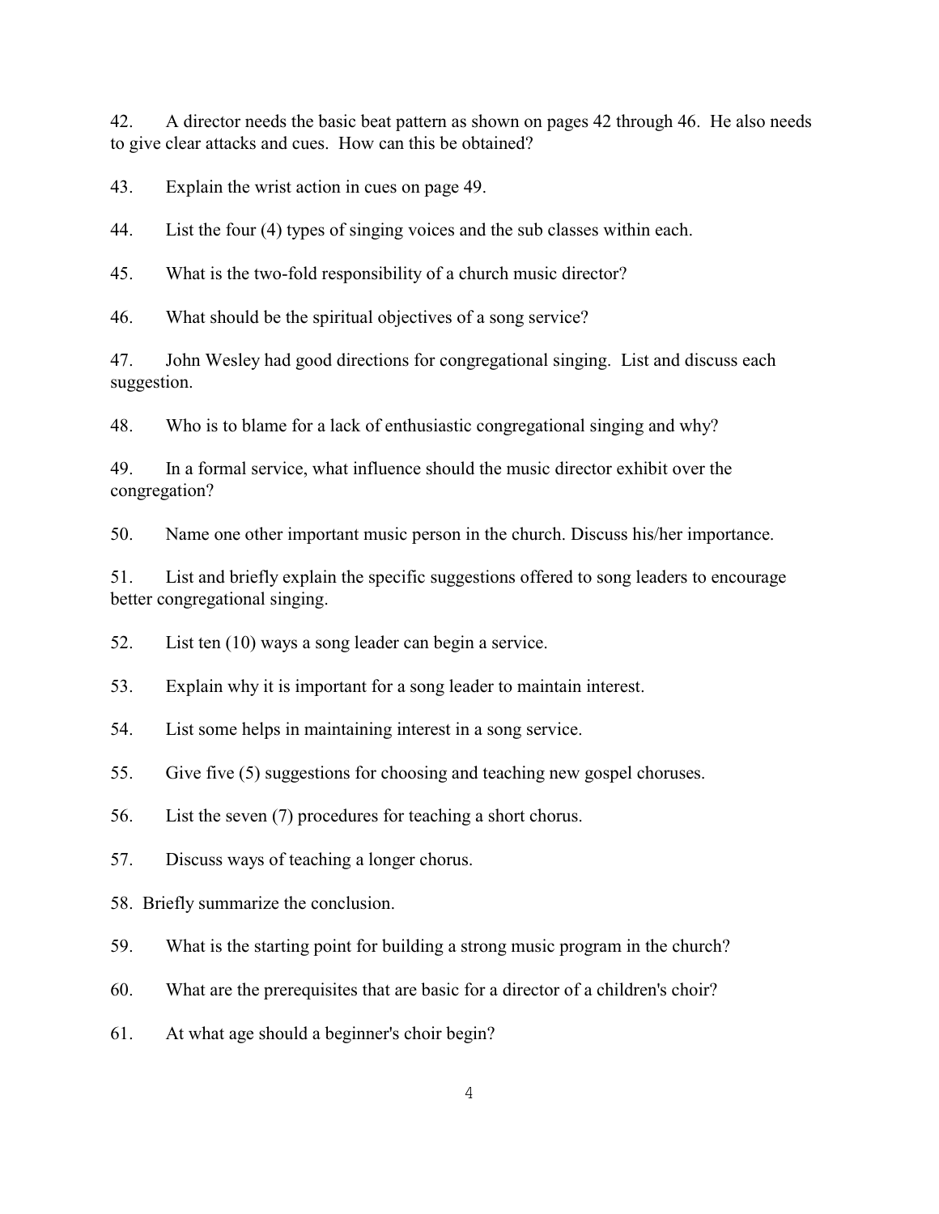42. A director needs the basic beat pattern as shown on pages 42 through 46. He also needs to give clear attacks and cues. How can this be obtained?

43. Explain the wrist action in cues on page 49.

44. List the four (4) types of singing voices and the sub classes within each.

45. What is the two-fold responsibility of a church music director?

46. What should be the spiritual objectives of a song service?

47. John Wesley had good directions for congregational singing. List and discuss each suggestion.

48. Who is to blame for a lack of enthusiastic congregational singing and why?

49. In a formal service, what influence should the music director exhibit over the congregation?

50. Name one other important music person in the church. Discuss his/her importance.

51. List and briefly explain the specific suggestions offered to song leaders to encourage better congregational singing.

52. List ten (10) ways a song leader can begin a service.

53. Explain why it is important for a song leader to maintain interest.

54. List some helps in maintaining interest in a song service.

55. Give five (5) suggestions for choosing and teaching new gospel choruses.

56. List the seven (7) procedures for teaching a short chorus.

57. Discuss ways of teaching a longer chorus.

58. Briefly summarize the conclusion.

59. What is the starting point for building a strong music program in the church?

60. What are the prerequisites that are basic for a director of a children's choir?

61. At what age should a beginner's choir begin?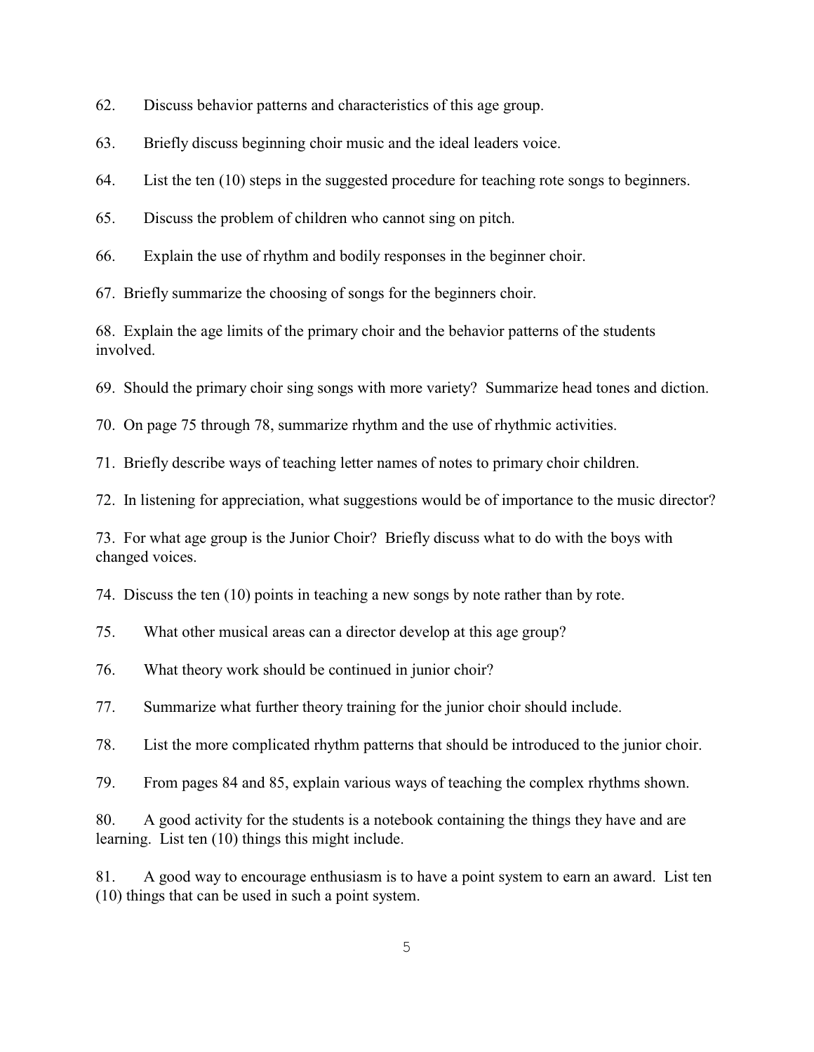62. Discuss behavior patterns and characteristics of this age group.

63. Briefly discuss beginning choir music and the ideal leaders voice.

64. List the ten (10) steps in the suggested procedure for teaching rote songs to beginners.

65. Discuss the problem of children who cannot sing on pitch.

66. Explain the use of rhythm and bodily responses in the beginner choir.

67. Briefly summarize the choosing of songs for the beginners choir.

68. Explain the age limits of the primary choir and the behavior patterns of the students involved.

69. Should the primary choir sing songs with more variety? Summarize head tones and diction.

70. On page 75 through 78, summarize rhythm and the use of rhythmic activities.

71. Briefly describe ways of teaching letter names of notes to primary choir children.

72. In listening for appreciation, what suggestions would be of importance to the music director?

73. For what age group is the Junior Choir? Briefly discuss what to do with the boys with changed voices.

74. Discuss the ten (10) points in teaching a new songs by note rather than by rote.

75. What other musical areas can a director develop at this age group?

76. What theory work should be continued in junior choir?

77. Summarize what further theory training for the junior choir should include.

78. List the more complicated rhythm patterns that should be introduced to the junior choir.

79. From pages 84 and 85, explain various ways of teaching the complex rhythms shown.

80. A good activity for the students is a notebook containing the things they have and are learning. List ten (10) things this might include.

81. A good way to encourage enthusiasm is to have a point system to earn an award. List ten (10) things that can be used in such a point system.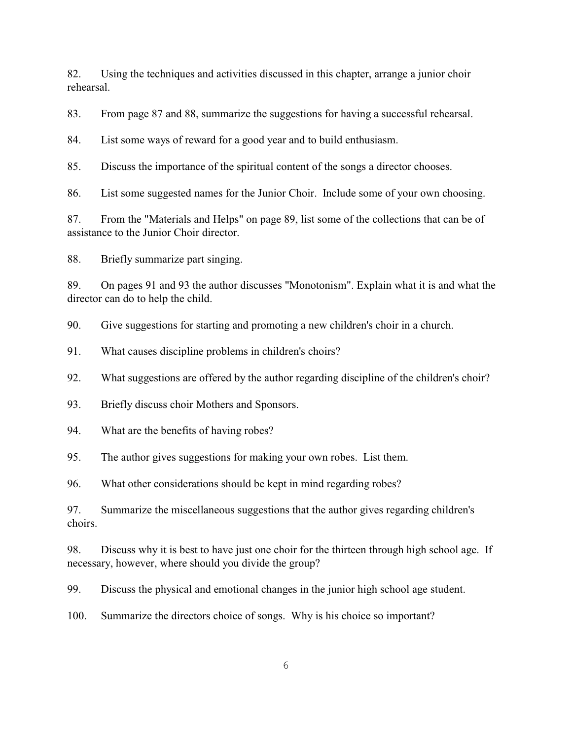82. Using the techniques and activities discussed in this chapter, arrange a junior choir rehearsal.

83. From page 87 and 88, summarize the suggestions for having a successful rehearsal.

84. List some ways of reward for a good year and to build enthusiasm.

85. Discuss the importance of the spiritual content of the songs a director chooses.

86. List some suggested names for the Junior Choir. Include some of your own choosing.

87. From the "Materials and Helps" on page 89, list some of the collections that can be of assistance to the Junior Choir director.

88. Briefly summarize part singing.

89. On pages 91 and 93 the author discusses "Monotonism". Explain what it is and what the director can do to help the child.

90. Give suggestions for starting and promoting a new children's choir in a church.

91. What causes discipline problems in children's choirs?

92. What suggestions are offered by the author regarding discipline of the children's choir?

93. Briefly discuss choir Mothers and Sponsors.

94. What are the benefits of having robes?

95. The author gives suggestions for making your own robes. List them.

96. What other considerations should be kept in mind regarding robes?

97. Summarize the miscellaneous suggestions that the author gives regarding children's choirs.

98. Discuss why it is best to have just one choir for the thirteen through high school age. If necessary, however, where should you divide the group?

99. Discuss the physical and emotional changes in the junior high school age student.

100. Summarize the directors choice of songs. Why is his choice so important?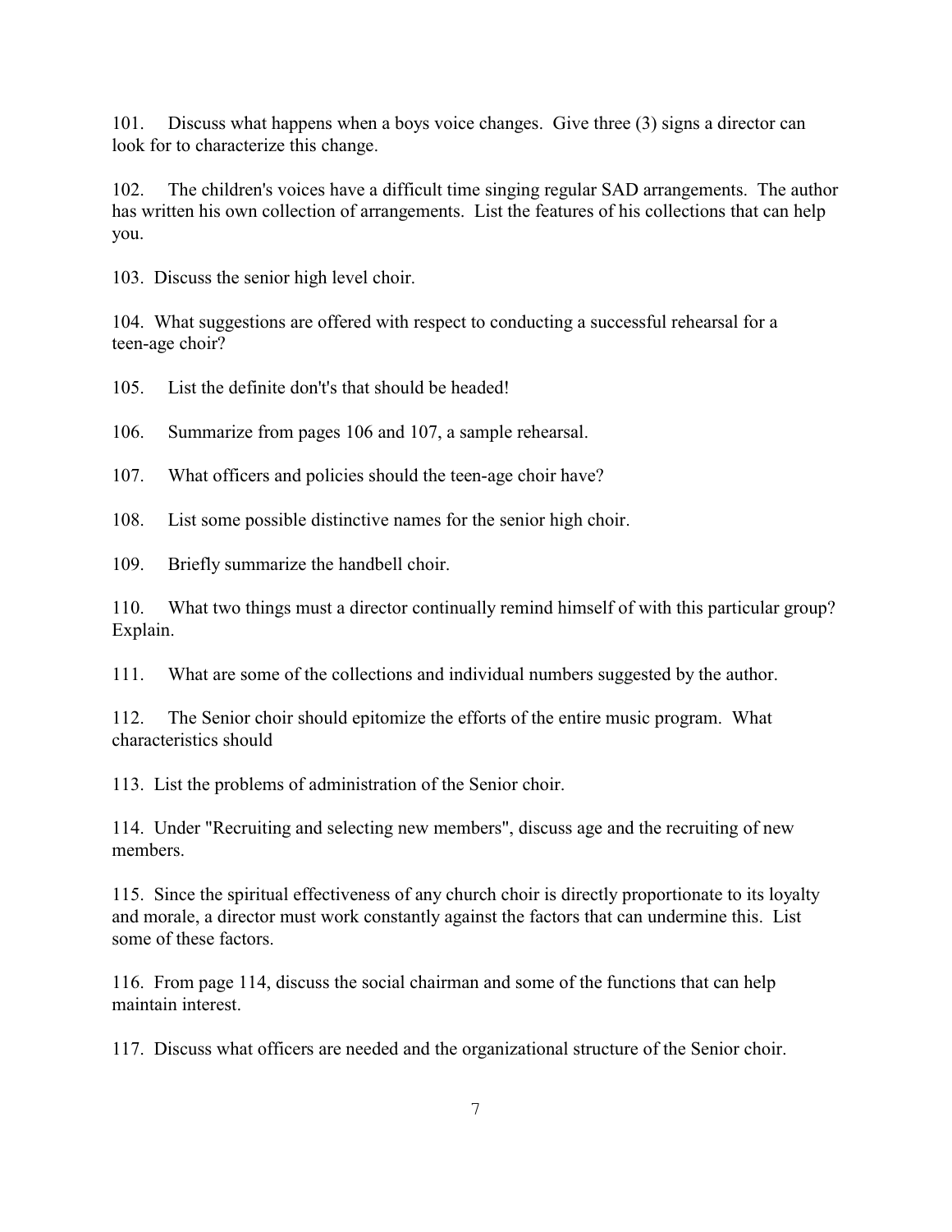101. Discuss what happens when a boys voice changes. Give three (3) signs a director can look for to characterize this change.

102. The children's voices have a difficult time singing regular SAD arrangements. The author has written his own collection of arrangements. List the features of his collections that can help you.

103. Discuss the senior high level choir.

104. What suggestions are offered with respect to conducting a successful rehearsal for a teen-age choir?

105. List the definite don't's that should be headed!

106. Summarize from pages 106 and 107, a sample rehearsal.

107. What officers and policies should the teen-age choir have?

108. List some possible distinctive names for the senior high choir.

109. Briefly summarize the handbell choir.

110. What two things must a director continually remind himself of with this particular group? Explain.

111. What are some of the collections and individual numbers suggested by the author.

112. The Senior choir should epitomize the efforts of the entire music program. What characteristics should

113. List the problems of administration of the Senior choir.

114. Under "Recruiting and selecting new members", discuss age and the recruiting of new members.

115. Since the spiritual effectiveness of any church choir is directly proportionate to its loyalty and morale, a director must work constantly against the factors that can undermine this. List some of these factors.

116. From page 114, discuss the social chairman and some of the functions that can help maintain interest.

117. Discuss what officers are needed and the organizational structure of the Senior choir.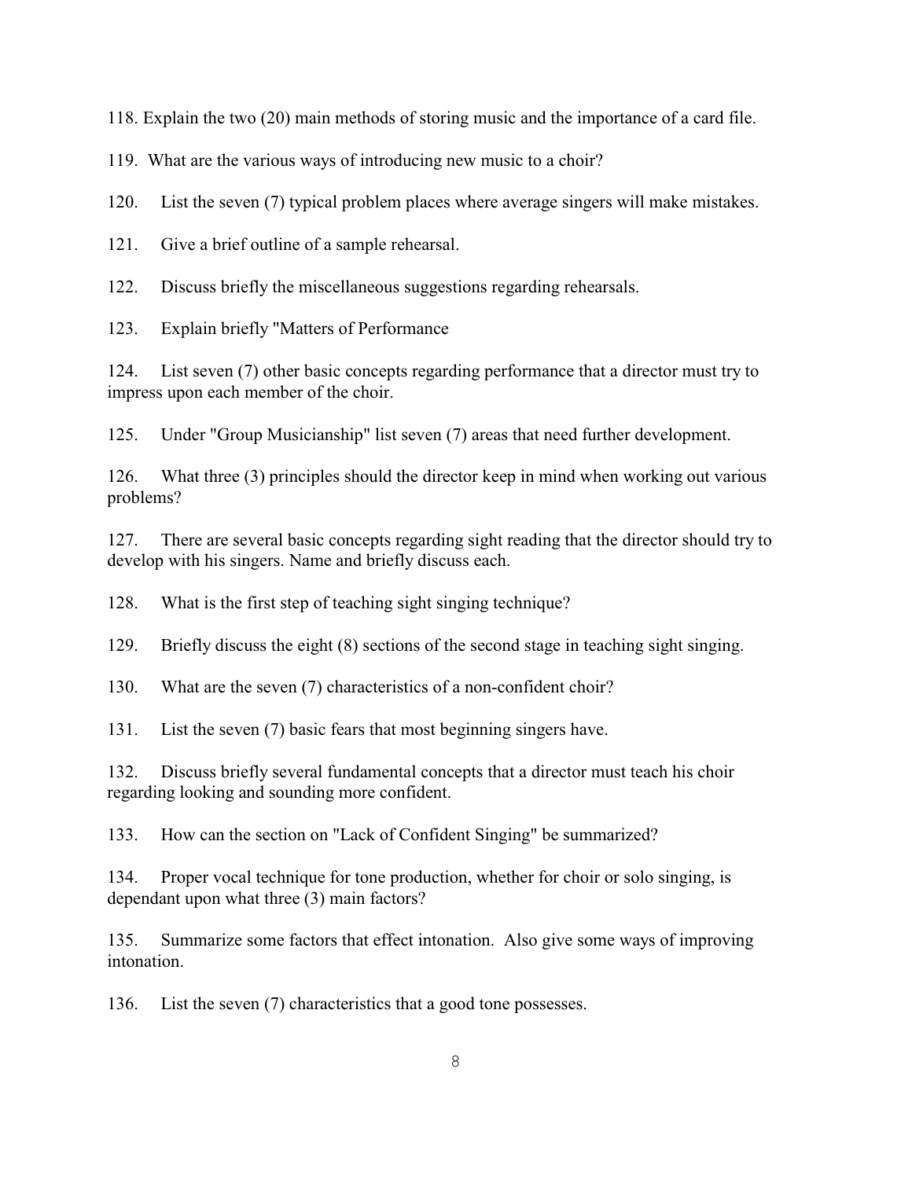118. Explain the two (20) main methods of storing music and the importance of a card file.

119. What are the various ways of introducing new music to a choir?

120. List the seven (7) typical problem places where average singers will make mistakes.

121. Give a brief outline of a sample rehearsal.

122. Discuss briefly the miscellaneous suggestions regarding rehearsals.

123. Explain briefly "Matters of Performance

124. List seven (7) other basic concepts regarding performance that a director must try to impress upon each member of the choir.

125. Under "Group Musicianship" list seven (7) areas that need further development.

126. What three (3) principles should the director keep in mind when working out various problems?

127. There are several basic concepts regarding sight reading that the director should try to develop with his singers. Name and briefly discuss each.

128. What is the first step of teaching sight singing technique?

129. Briefly discuss the eight (8) sections of the second stage in teaching sight singing.

130. What are the seven (7) characteristics of a non-confident choir?

131. List the seven (7) basic fears that most beginning singers have.

132. Discuss briefly several fundamental concepts that a director must teach his choir regarding looking and sounding more confident.

133. How can the section on "Lack of Confident Singing" be summarized?

134. Proper vocal technique for tone production, whether for choir or solo singing, is dependant upon what three (3) main factors?

135. Summarize some factors that effect intonation. Also give some ways of improving intonation.

136. List the seven (7) characteristics that a good tone possesses.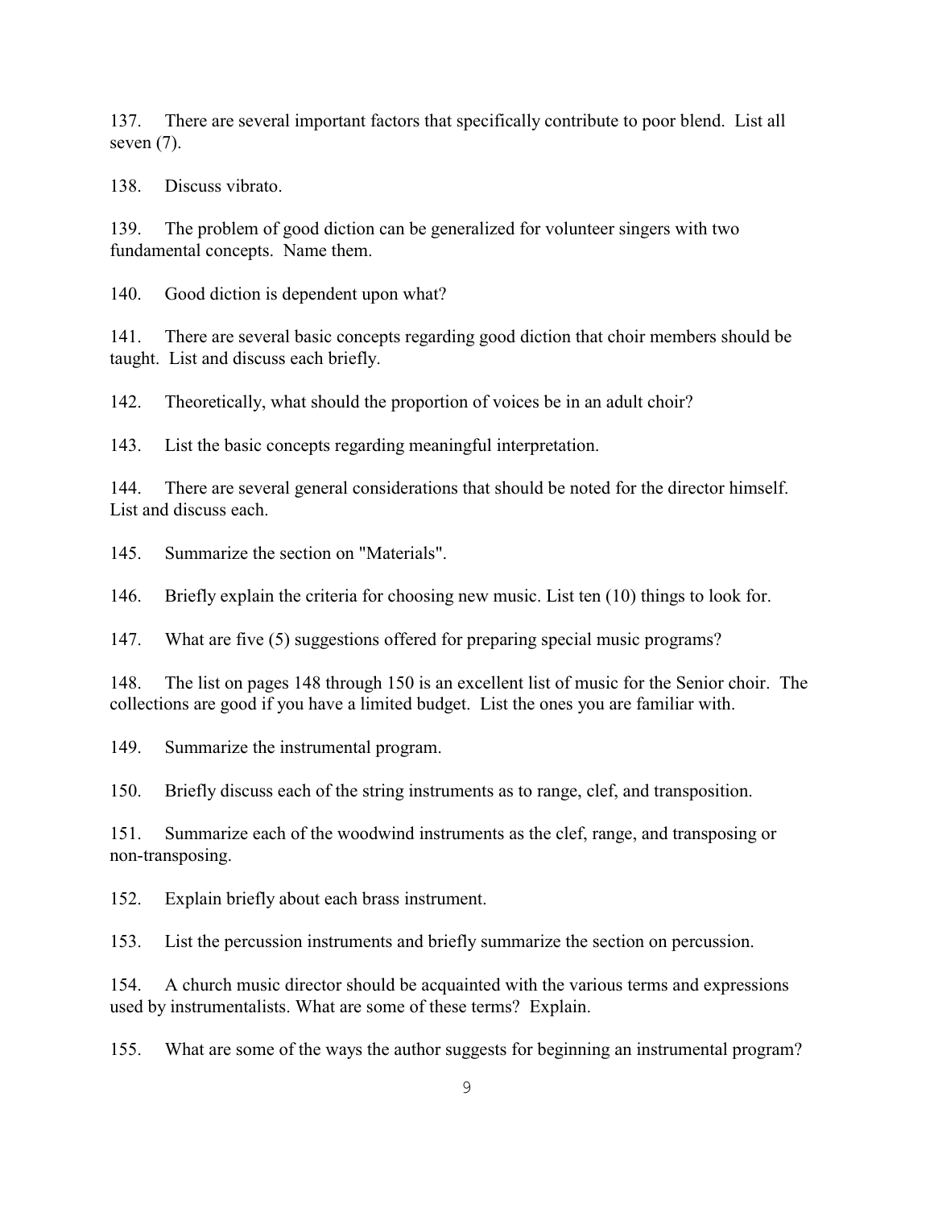137. There are several important factors that specifically contribute to poor blend. List all seven (7).

138. Discuss vibrato.

139. The problem of good diction can be generalized for volunteer singers with two fundamental concepts. Name them.

140. Good diction is dependent upon what?

141. There are several basic concepts regarding good diction that choir members should be taught. List and discuss each briefly.

142. Theoretically, what should the proportion of voices be in an adult choir?

143. List the basic concepts regarding meaningful interpretation.

144. There are several general considerations that should be noted for the director himself. List and discuss each.

145. Summarize the section on "Materials".

146. Briefly explain the criteria for choosing new music. List ten (10) things to look for.

147. What are five (5) suggestions offered for preparing special music programs?

148. The list on pages 148 through 150 is an excellent list of music for the Senior choir. The collections are good if you have a limited budget. List the ones you are familiar with.

149. Summarize the instrumental program.

150. Briefly discuss each of the string instruments as to range, clef, and transposition.

151. Summarize each of the woodwind instruments as the clef, range, and transposing or non-transposing.

152. Explain briefly about each brass instrument.

153. List the percussion instruments and briefly summarize the section on percussion.

154. A church music director should be acquainted with the various terms and expressions used by instrumentalists. What are some of these terms? Explain.

155. What are some of the ways the author suggests for beginning an instrumental program?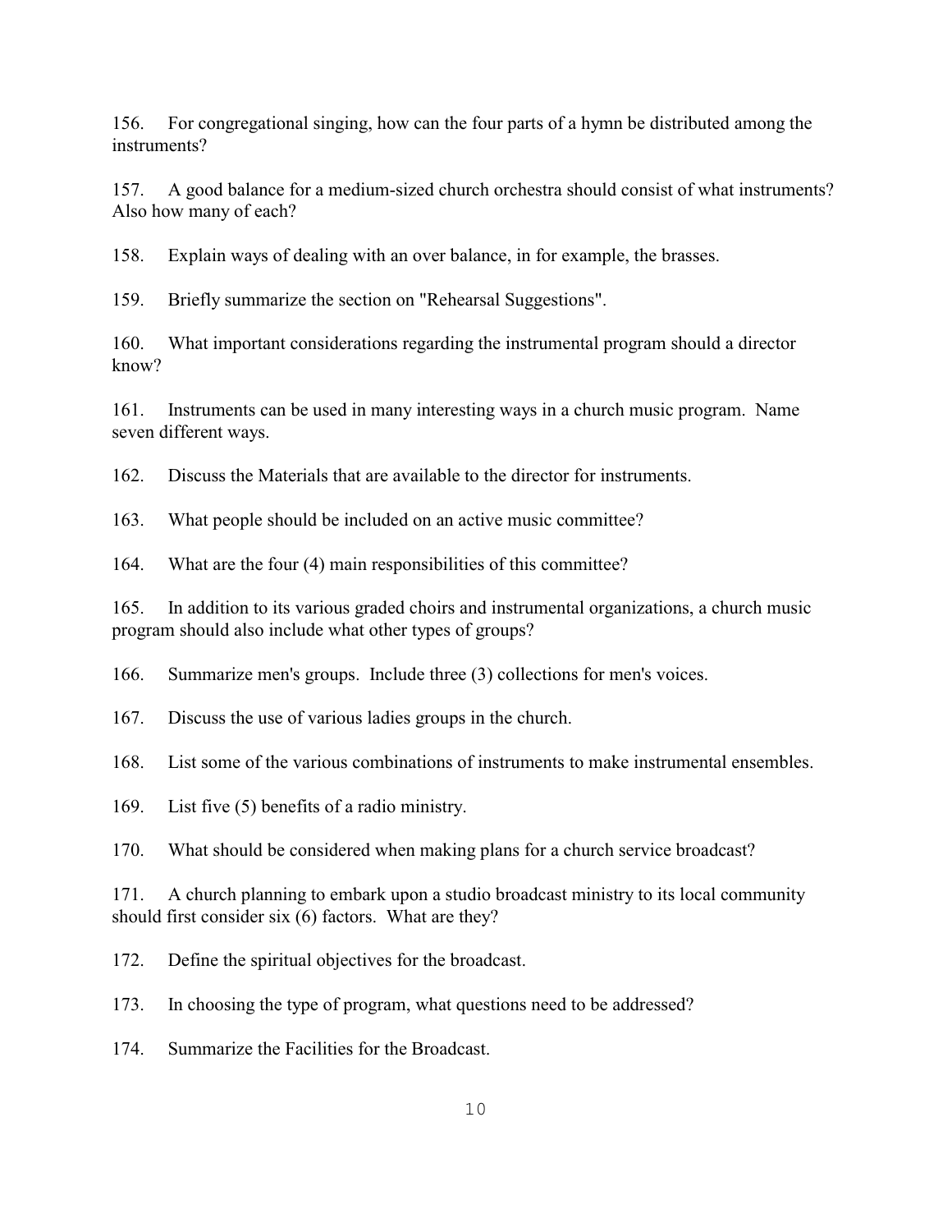156. For congregational singing, how can the four parts of a hymn be distributed among the instruments?

157. A good balance for a medium-sized church orchestra should consist of what instruments? Also how many of each?

158. Explain ways of dealing with an over balance, in for example, the brasses.

159. Briefly summarize the section on "Rehearsal Suggestions".

160. What important considerations regarding the instrumental program should a director know?

161. Instruments can be used in many interesting ways in a church music program. Name seven different ways.

162. Discuss the Materials that are available to the director for instruments.

163. What people should be included on an active music committee?

164. What are the four (4) main responsibilities of this committee?

165. In addition to its various graded choirs and instrumental organizations, a church music program should also include what other types of groups?

166. Summarize men's groups. Include three (3) collections for men's voices.

167. Discuss the use of various ladies groups in the church.

168. List some of the various combinations of instruments to make instrumental ensembles.

169. List five (5) benefits of a radio ministry.

170. What should be considered when making plans for a church service broadcast?

171. A church planning to embark upon a studio broadcast ministry to its local community should first consider six (6) factors. What are they?

172. Define the spiritual objectives for the broadcast.

173. In choosing the type of program, what questions need to be addressed?

174. Summarize the Facilities for the Broadcast.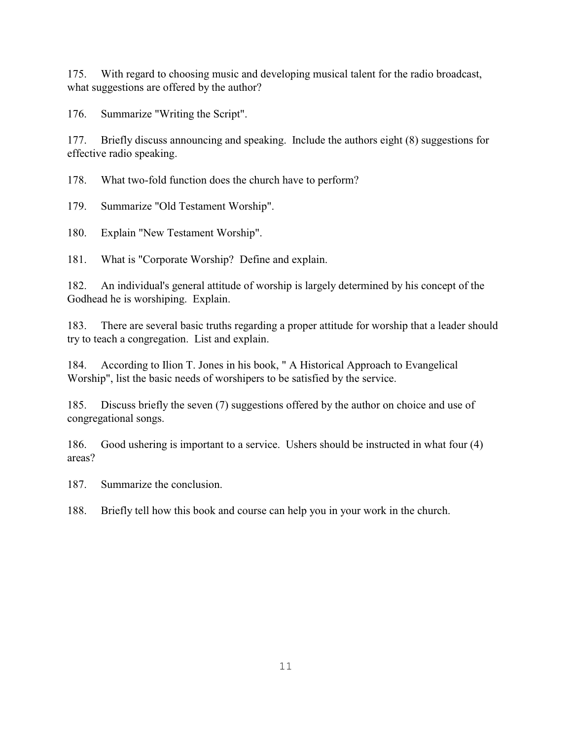175. With regard to choosing music and developing musical talent for the radio broadcast, what suggestions are offered by the author?

176. Summarize "Writing the Script".

177. Briefly discuss announcing and speaking. Include the authors eight (8) suggestions for effective radio speaking.

178. What two-fold function does the church have to perform?

179. Summarize "Old Testament Worship".

180. Explain "New Testament Worship".

181. What is "Corporate Worship? Define and explain.

182. An individual's general attitude of worship is largely determined by his concept of the Godhead he is worshiping. Explain.

183. There are several basic truths regarding a proper attitude for worship that a leader should try to teach a congregation. List and explain.

184. According to Ilion T. Jones in his book, " A Historical Approach to Evangelical Worship", list the basic needs of worshipers to be satisfied by the service.

185. Discuss briefly the seven (7) suggestions offered by the author on choice and use of congregational songs.

186. Good ushering is important to a service. Ushers should be instructed in what four (4) areas?

187. Summarize the conclusion.

188. Briefly tell how this book and course can help you in your work in the church.